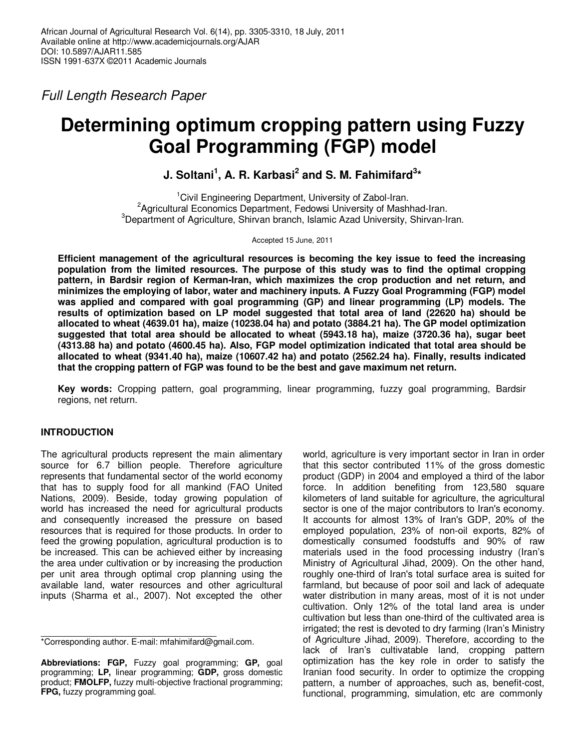*Full Length Research Paper*

# Determining optimum cropping pattern using Fuzzy Goal Programming (FGP) model

**J. Soltani[1], A. R. Karbasi[2] and S. M. Fahimifard[3]***

[1]Civil Engineering Department, University of Zabol-Iran.
[2]Agricultural Economics Department, Fedowsi University of Mashhad-Iran.
[3]Department of Agriculture, Shirvan branch, Islamic Azad University, Shirvan-Iran.

Accepted 15 June, 2011

**Efficient management of the agricultural resources is becoming the key issue to feed the increasing population from the limited resources. The purpose of this study was to find the optimal cropping pattern, in Bardsir region of Kerman-Iran, which maximizes the crop production and net return, and minimizes the employing of labor, water and machinery inputs. A Fuzzy Goal Programming (FGP) model was applied and compared with goal programming (GP) and linear programming (LP) models. The results of optimization based on LP model suggested that total area of land (22620 ha) should be allocated to wheat (4639.01 ha), maize (10238.04 ha) and potato (3884.21 ha). The GP model optimization suggested that total area should be allocated to wheat (5943.18 ha), maize (3720.36 ha), sugar beet (4313.88 ha) and potato (4600.45 ha). Also, FGP model optimization indicated that total area should be allocated to wheat (9341.40 ha), maize (10607.42 ha) and potato (2562.24 ha). Finally, results indicated that the cropping pattern of FGP was found to be the best and gave maximum net return.**

**Key words:** Cropping pattern, goal programming, linear programming, fuzzy goal programming, Bardsir regions, net return.

## INTRODUCTION

The agricultural products represent the main alimentary source for 6.7 billion people. Therefore agriculture represents that fundamental sector of the world economy that has to supply food for all mankind (FAO United Nations, 2009). Beside, today growing population of world has increased the need for agricultural products and consequently increased the pressure on based resources that is required for those products. In order to feed the growing population, agricultural production is to be increased. This can be achieved either by increasing the area under cultivation or by increasing the production per unit area through optimal crop planning using the available land, water resources and other agricultural inputs (Sharma et al., 2007). Not excepted the other world, agriculture is very important sector in Iran in order that this sector contributed 11% of the gross domestic product (GDP) in 2004 and employed a third of the labor force. In addition benefiting from 123,580 square kilometers of land suitable for agriculture, the agricultural sector is one of the major contributors to Iran's economy. It accounts for almost 13% of Iran's GDP, 20% of the employed population, 23% of non-oil exports, 82% of domestically consumed foodstuffs and 90% of raw materials used in the food processing industry (Iran's Ministry of Agricultural Jihad, 2009). On the other hand, roughly one-third of Iran's total surface area is suited for farmland, but because of poor soil and lack of adequate water distribution in many areas, most of it is not under cultivation. Only 12% of the total land area is under cultivation but less than one-third of the cultivated area is irrigated; the rest is devoted to dry farming (Iran's Ministry of Agriculture Jihad, 2009). Therefore, according to the lack of Iran's cultivatable land, cropping pattern optimization has the key role in order to satisfy the Iranian food security. In order to optimize the cropping pattern, a number of approaches, such as, benefit-cost, functional, programming, simulation, etc are commonly

---

*Corresponding author. E-mail: mfahimifard@gmail.com.

**Abbreviations: FGP,** Fuzzy goal programming; **GP,** goal programming; **LP,** linear programming; **GDP,** gross domestic product; **FMOLFP,** fuzzy multi-objective fractional programming; **FPG,** fuzzy programming goal.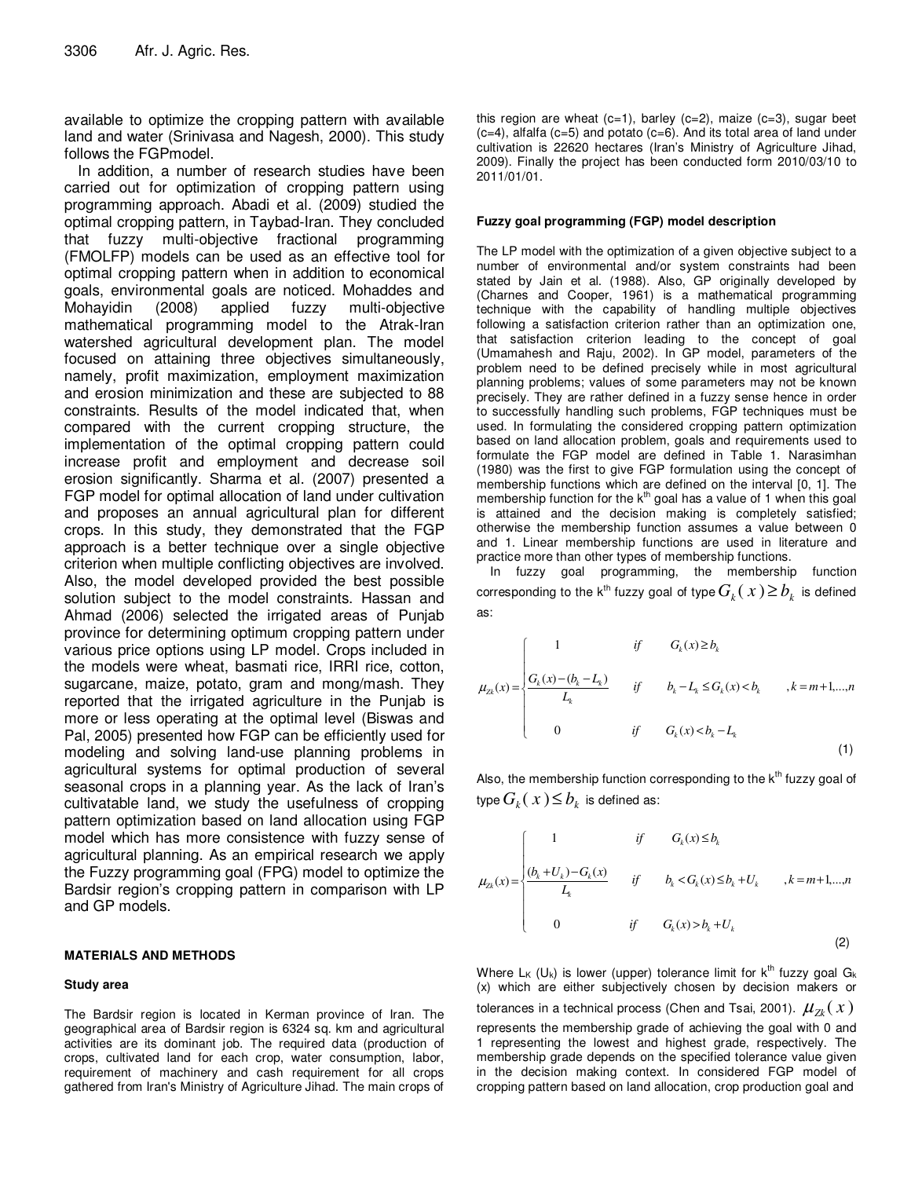available to optimize the cropping pattern with available land and water (Srinivasa and Nagesh, 2000). This study follows the FGPmodel.

In addition, a number of research studies have been carried out for optimization of cropping pattern using programming approach. Abadi et al. (2009) studied the optimal cropping pattern, in Taybad-Iran. They concluded that fuzzy multi-objective fractional programming (FMOLFP) models can be used as an effective tool for optimal cropping pattern when in addition to economical goals, environmental goals are noticed. Mohaddes and Mohayidin (2008) applied fuzzy multi-objective mathematical programming model to the Atrak-Iran watershed agricultural development plan. The model focused on attaining three objectives simultaneously, namely, profit maximization, employment maximization and erosion minimization and these are subjected to 88 constraints. Results of the model indicated that, when compared with the current cropping structure, the implementation of the optimal cropping pattern could increase profit and employment and decrease soil erosion significantly. Sharma et al. (2007) presented a FGP model for optimal allocation of land under cultivation and proposes an annual agricultural plan for different crops. In this study, they demonstrated that the FGP approach is a better technique over a single objective criterion when multiple conflicting objectives are involved. Also, the model developed provided the best possible solution subject to the model constraints. Hassan and Ahmad (2006) selected the irrigated areas of Punjab province for determining optimum cropping pattern under various price options using LP model. Crops included in the models were wheat, basmati rice, IRRI rice, cotton, sugarcane, maize, potato, gram and mong/mash. They reported that the irrigated agriculture in the Punjab is more or less operating at the optimal level (Biswas and Pal, 2005) presented how FGP can be efficiently used for modeling and solving land-use planning problems in agricultural systems for optimal production of several seasonal crops in a planning year. As the lack of Iran's cultivatable land, we study the usefulness of cropping pattern optimization based on land allocation using FGP model which has more consistence with fuzzy sense of agricultural planning. As an empirical research we apply the Fuzzy programming goal (FPG) model to optimize the Bardsir region's cropping pattern in comparison with LP and GP models.

## MATERIALS AND METHODS

### Study area

The Bardsir region is located in Kerman province of Iran. The geographical area of Bardsir region is 6324 sq. km and agricultural activities are its dominant job. The required data (production of crops, cultivated land for each crop, water consumption, labor, requirement of machinery and cash requirement for all crops gathered from Iran's Ministry of Agriculture Jihad. The main crops of this region are wheat (c=1), barley (c=2), maize (c=3), sugar beet (c=4), alfalfa (c=5) and potato (c=6). And its total area of land under cultivation is 22620 hectares (Iran's Ministry of Agriculture Jihad, 2009). Finally the project has been conducted form 2010/03/10 to 2011/01/01.

### Fuzzy goal programming (FGP) model description

The LP model with the optimization of a given objective subject to a number of environmental and/or system constraints had been stated by Jain et al. (1988). Also, GP originally developed by (Charnes and Cooper, 1961) is a mathematical programming technique with the capability of handling multiple objectives following a satisfaction criterion rather than an optimization one, that satisfaction criterion leading to the concept of goal (Umamahesh and Raju, 2002). In GP model, parameters of the problem need to be defined precisely while in most agricultural planning problems; values of some parameters may not be known precisely. They are rather defined in a fuzzy sense hence in order to successfully handling such problems, FGP techniques must be used. In formulating the considered cropping pattern optimization based on land allocation problem, goals and requirements used to formulate the FGP model are defined in Table 1. Narasimhan (1980) was the first to give FGP formulation using the concept of membership functions which are defined on the interval [0, 1]. The membership function for the k[th] goal has a value of 1 when this goal is attained and the decision making is completely satisfied; otherwise the membership function assumes a value between 0 and 1. Linear membership functions are used in literature and practice more than other types of membership functions.

In fuzzy goal programming, the membership function corresponding to the k[th] fuzzy goal of type $G_k(x) \geq b_k$ is defined as:

$$\mu_{Zk}(x) = \begin{cases} 1 & \text{if} \quad G_k(x) \geq b_k \\ \dfrac{G_k(x) - (b_k - L_k)}{L_k} & \text{if} \quad b_k - L_k \leq G_k(x) < b_k \qquad , k = m+1, \ldots, n \\ 0 & \text{if} \quad G_k(x) < b_k - L_k \end{cases} \tag{1}$$

Also, the membership function corresponding to the k[th] fuzzy goal of type $G_k(x) \leq b_k$ is defined as:

$$\mu_{Zk}(x) = \begin{cases} 1 & \text{if} \quad G_k(x) \leq b_k \\ \dfrac{(b_k + U_k) - G_k(x)}{L_k} & \text{if} \quad b_k < G_k(x) \leq b_k + U_k \qquad , k = m+1, \ldots, n \\ 0 & \text{if} \quad G_k(x) > b_k + U_k \end{cases} \tag{2}$$

Where $L_K$ ($U_k$) is lower (upper) tolerance limit for k[th] fuzzy goal $G_k$ (x) which are either subjectively chosen by decision makers or tolerances in a technical process (Chen and Tsai, 2001). $\mu_{Zk}(x)$ represents the membership grade of achieving the goal with 0 and 1 representing the lowest and highest grade, respectively. The membership grade depends on the specified tolerance value given in the decision making context. In considered FGP model of cropping pattern based on land allocation, crop production goal and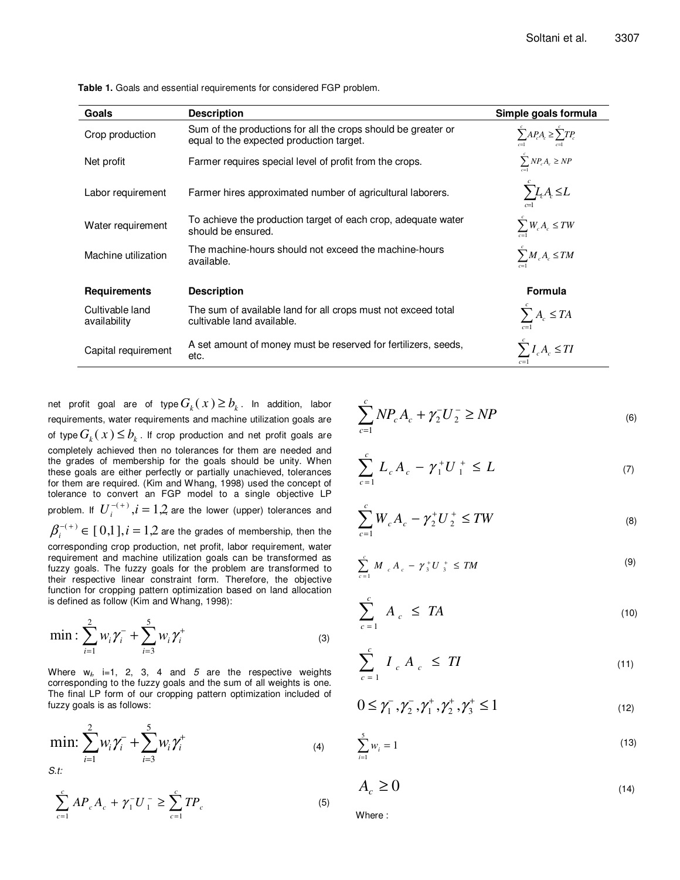**Table 1.** Goals and essential requirements for considered FGP problem.

| Goals | Description | Simple goals formula |
|---|---|---|
| Crop production | Sum of the productions for all the crops should be greater or equal to the expected production target. | $\sum_{c=1}^{c} AP_c A_c \geq \sum_{c=1}^{c} TP_c$ |
| Net profit | Farmer requires special level of profit from the crops. | $\sum_{c=1}^{c} NP_c A_c \geq NP$ |
| Labor requirement | Farmer hires approximated number of agricultural laborers. | $\sum_{c=1}^{c} L_c A_c \leq L$ |
| Water requirement | To achieve the production target of each crop, adequate water should be ensured. | $\sum_{c=1}^{c} W_c A_c \leq TW$ |
| Machine utilization | The machine-hours should not exceed the machine-hours available. | $\sum_{c=1}^{c} M_c A_c \leq TM$ |
| **Requirements** | **Description** | **Formula** |
| Cultivable land availability | The sum of available land for all crops must not exceed total cultivable land available. | $\sum_{c=1}^{c} A_c \leq TA$ |
| Capital requirement | A set amount of money must be reserved for fertilizers, seeds, etc. | $\sum_{c=1}^{c} I_c A_c \leq TI$ |

net profit goal are of type $G_k(x) \geq b_k$. In addition, labor requirements, water requirements and machine utilization goals are of type $G_k(x) \leq b_k$. If crop production and net profit goals are completely achieved then no tolerances for them are needed and the grades of membership for the goals should be unity. When these goals are either perfectly or partially unachieved, tolerances for them are required. (Kim and Whang, 1998) used the concept of tolerance to convert an FGP model to a single objective LP problem. If $U_i^{-(+)}, i = 1,2$ are the lower (upper) tolerances and $\beta_i^{-(+)} \in [0,1], i = 1,2$ are the grades of membership, then the corresponding crop production, net profit, labor requirement, water requirement and machine utilization goals can be transformed as fuzzy goals. The fuzzy goals for the problem are transformed to their respective linear constraint form. Therefore, the objective function for cropping pattern optimization based on land allocation is defined as follow (Kim and Whang, 1998):

$$\min: \sum_{i=1}^{2} w_i \gamma_i^- + \sum_{i=3}^{5} w_i \gamma_i^+ \tag{3}$$

Where $w_i$, i=1, 2, 3, 4 and *5* are the respective weights corresponding to the fuzzy goals and the sum of all weights is one. The final LP form of our cropping pattern optimization included of fuzzy goals is as follows:

$$\min: \sum_{i=1}^{2} w_i \gamma_i^- + \sum_{i=3}^{5} w_i \gamma_i^+ \tag{4}$$

*S.t:*

$$\sum_{c=1}^{c} AP_c A_c + \gamma_1^- U_1^- \geq \sum_{c=1}^{c} TP_c \tag{5}$$

$$\sum_{c=1}^{c} NP_c A_c + \gamma_2^- U_2^- \geq NP \tag{6}$$

$$\sum_{c=1}^{c} L_c A_c - \gamma_1^+ U_1^+ \leq L \tag{7}$$

$$\sum_{c=1}^{c} W_c A_c - \gamma_2^+ U_2^+ \leq TW \tag{8}$$

$$\sum_{c=1}^{c} M_c A_c - \gamma_3^+ U_3^+ \leq TM \tag{9}$$

$$\sum_{c=1}^{c} A_c \leq TA \tag{10}$$

$$\sum_{c=1}^{c} I_c A_c \leq TI \tag{11}$$

$$0 \leq \gamma_1^-, \gamma_2^-, \gamma_1^+, \gamma_2^+, \gamma_3^+ \leq 1 \tag{12}$$

$$\sum_{i=1}^{5} w_i = 1 \tag{13}$$

$$A_c \geq 0 \tag{14}$$

Where :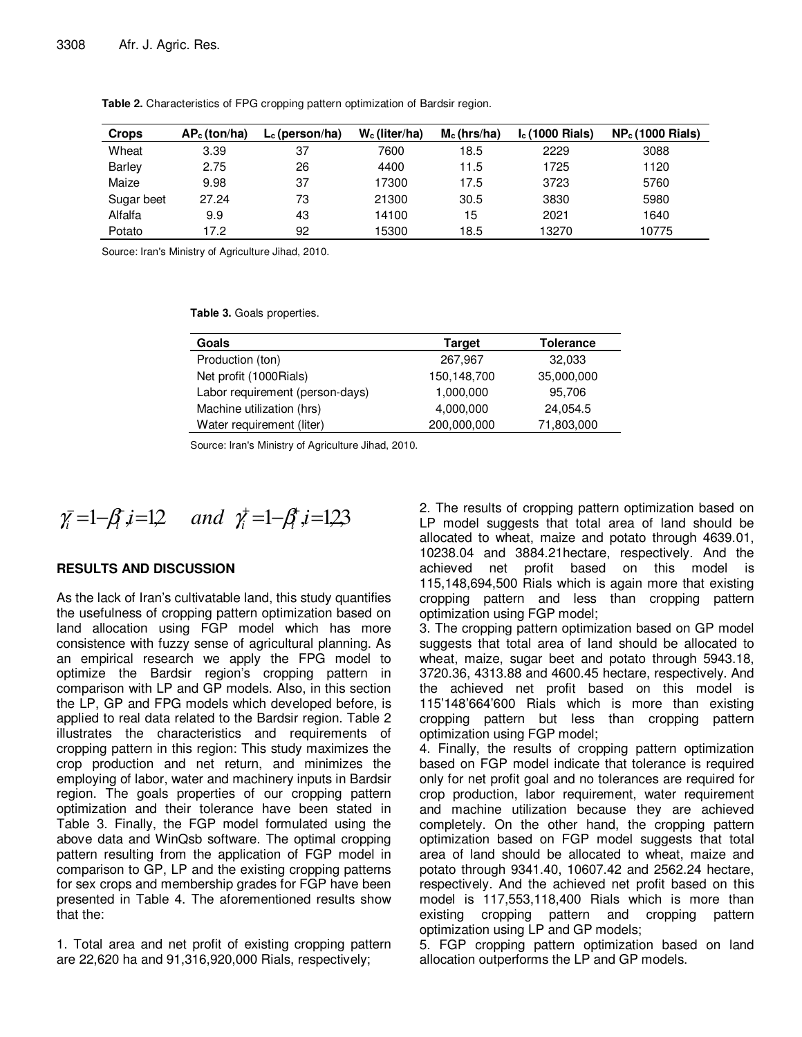**Table 2.** Characteristics of FPG cropping pattern optimization of Bardsir region.

| Crops | $AP_c$ (ton/ha) | $L_c$ (person/ha) | $W_c$ (liter/ha) | $M_c$ (hrs/ha) | $I_c$ (1000 Rials) | $NP_c$ (1000 Rials) |
|---|---|---|---|---|---|---|
| Wheat | 3.39 | 37 | 7600 | 18.5 | 2229 | 3088 |
| Barley | 2.75 | 26 | 4400 | 11.5 | 1725 | 1120 |
| Maize | 9.98 | 37 | 17300 | 17.5 | 3723 | 5760 |
| Sugar beet | 27.24 | 73 | 21300 | 30.5 | 3830 | 5980 |
| Alfalfa | 9.9 | 43 | 14100 | 15 | 2021 | 1640 |
| Potato | 17.2 | 92 | 15300 | 18.5 | 13270 | 10775 |

Source: Iran's Ministry of Agriculture Jihad, 2010.

**Table 3.** Goals properties.

| Goals | Target | Tolerance |
|---|---|---|
| Production (ton) | 267,967 | 32,033 |
| Net profit (1000Rials) | 150,148,700 | 35,000,000 |
| Labor requirement (person-days) | 1,000,000 | 95,706 |
| Machine utilization (hrs) | 4,000,000 | 24,054.5 |
| Water requirement (liter) | 200,000,000 | 71,803,000 |

Source: Iran's Ministry of Agriculture Jihad, 2010.

$$\gamma_i^- = 1-\beta_i^-, i=1,2 \quad and \quad \gamma_i^+ = 1-\beta_i^+, i=1,2,3$$

## RESULTS AND DISCUSSION

As the lack of Iran's cultivatable land, this study quantifies the usefulness of cropping pattern optimization based on land allocation using FGP model which has more consistence with fuzzy sense of agricultural planning. As an empirical research we apply the FPG model to optimize the Bardsir region's cropping pattern in comparison with LP and GP models. Also, in this section the LP, GP and FPG models which developed before, is applied to real data related to the Bardsir region. Table 2 illustrates the characteristics and requirements of cropping pattern in this region: This study maximizes the crop production and net return, and minimizes the employing of labor, water and machinery inputs in Bardsir region. The goals properties of our cropping pattern optimization and their tolerance have been stated in Table 3. Finally, the FGP model formulated using the above data and WinQsb software. The optimal cropping pattern resulting from the application of FGP model in comparison to GP, LP and the existing cropping patterns for sex crops and membership grades for FGP have been presented in Table 4. The aforementioned results show that the:

1. Total area and net profit of existing cropping pattern are 22,620 ha and 91,316,920,000 Rials, respectively;
2. The results of cropping pattern optimization based on LP model suggests that total area of land should be allocated to wheat, maize and potato through 4639.01, 10238.04 and 3884.21hectare, respectively. And the achieved net profit based on this model is 115,148,694,500 Rials which is again more that existing cropping pattern and less than cropping pattern optimization using FGP model;
3. The cropping pattern optimization based on GP model suggests that total area of land should be allocated to wheat, maize, sugar beet and potato through 5943.18, 3720.36, 4313.88 and 4600.45 hectare, respectively. And the achieved net profit based on this model is 115'148'664'600 Rials which is more than existing cropping pattern but less than cropping pattern optimization using FGP model;
4. Finally, the results of cropping pattern optimization based on FGP model indicate that tolerance is required only for net profit goal and no tolerances are required for crop production, labor requirement, water requirement and machine utilization because they are achieved completely. On the other hand, the cropping pattern optimization based on FGP model suggests that total area of land should be allocated to wheat, maize and potato through 9341.40, 10607.42 and 2562.24 hectare, respectively. And the achieved net profit based on this model is 117,553,118,400 Rials which is more than existing cropping pattern and cropping pattern optimization using LP and GP models;
5. FGP cropping pattern optimization based on land allocation outperforms the LP and GP models.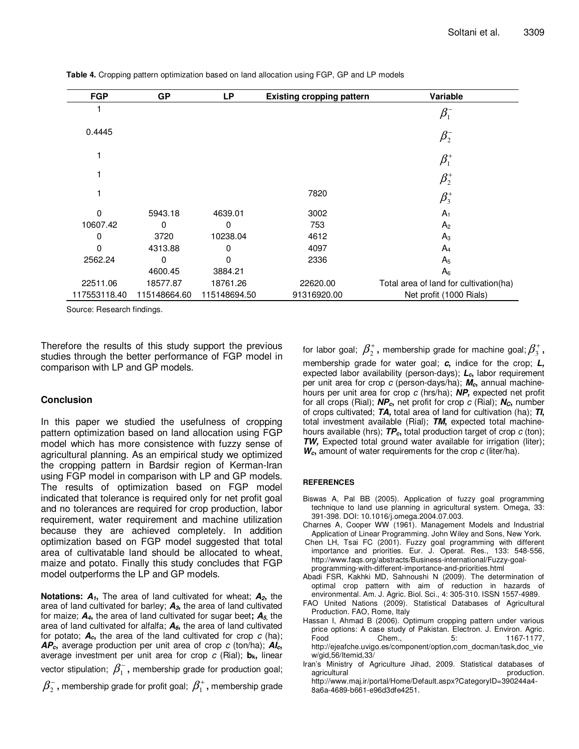**Table 4.** Cropping pattern optimization based on land allocation using FGP, GP and LP models

| FGP | GP | LP | Existing cropping pattern | Variable |
|---|---|---|---|---|
| 1 | | | | $\beta_1^-$ |
| 0.4445 | | | | $\beta_2^-$ |
| 1 | | | | $\beta_1^+$ |
| 1 | | | | $\beta_2^+$ |
| 1 | | | 7820 | $\beta_3^+$ |
| 0 | 5943.18 | 4639.01 | 3002 | $A_1$ |
| 10607.42 | 0 | 0 | 753 | $A_2$ |
| 0 | 3720 | 10238.04 | 4612 | $A_3$ |
| 0 | 4313.88 | 0 | 4097 | $A_4$ |
| 2562.24 | 0 | 0 | 2336 | $A_5$ |
| | 4600.45 | 3884.21 | | $A_6$ |
| 22511.06 | 18577.87 | 18761.26 | 22620.00 | Total area of land for cultivation(ha) |
| 117553118.40 | 115148664.60 | 115148694.50 | 91316920.00 | Net profit (1000 Rials) |

Source: Research findings.

Therefore the results of this study support the previous studies through the better performance of FGP model in comparison with LP and GP models.

## Conclusion

In this paper we studied the usefulness of cropping pattern optimization based on land allocation using FGP model which has more consistence with fuzzy sense of agricultural planning. As an empirical study we optimized the cropping pattern in Bardsir region of Kerman-Iran using FGP model in comparison with LP and GP models. The results of optimization based on FGP model indicated that tolerance is required only for net profit goal and no tolerances are required for crop production, labor requirement, water requirement and machine utilization because they are achieved completely. In addition optimization based on FGP model suggested that total area of cultivatable land should be allocated to wheat, maize and potato. Finally this study concludes that FGP model outperforms the LP and GP models.

**Notations:** $A_1$, The area of land cultivated for wheat; $A_2$, the area of land cultivated for barley; $A_3$, the area of land cultivated for maize; $A_4$, the area of land cultivated for sugar beet**;** $A_5$, the area of land cultivated for alfalfa; $A_6$, the area of land cultivated for potato; $A_c$, the area of the land cultivated for crop *c* (ha); $AP_c$, average production per unit area of crop *c* (ton/ha); $AI_c$, average investment per unit area for crop *c* (Rial); $b_k$, linear vector stipulation; $\beta_1^-$, membership grade for production goal; $\beta_2^-$, membership grade for profit goal; $\beta_1^+$, membership grade for labor goal; $\beta_2^+$, membership grade for machine goal; $\beta_3^+$, membership grade for water goal; ***c*,** indice for the crop; ***L*,** expected labor availability (person-days); $L_c$, labor requirement per unit area for crop *c* (person-days/ha); $M_c$, annual machine-hours per unit area for crop *c* (hrs/ha); ***NP*,** expected net profit for all crops (Rial); $NP_c$, net profit for crop *c* (Rial); $N_C$, number of crops cultivated; ***TA*,** total area of land for cultivation (ha); ***TI*,** total investment available (Rial); ***TM*,** expected total machine-hours available (hrs); $TP_c$, total production target of crop *c* (ton); ***TW*,** Expected total ground water available for irrigation (liter); $W_c$, amount of water requirements for the crop *c* (liter/ha).

### REFERENCES

Biswas A, Pal BB (2005). Application of fuzzy goal programming technique to land use planning in agricultural system. Omega, 33: 391-398. DOI: 10.1016/j.omega.2004.07.003.

Charnes A, Cooper WW (1961). Management Models and Industrial Application of Linear Programming. John Wiley and Sons, New York.

Chen LH, Tsai FC (2001). Fuzzy goal programming with different importance and priorities. Eur. J. Operat. Res., 133: 548-556, http://www.faqs.org/abstracts/Business-international/Fuzzy-goal-programming-with-different-importance-and-priorities.html

Abadi FSR, Kakhki MD, Sahnoushi N (2009). The determination of optimal crop pattern with aim of reduction in hazards of environmental. Am. J. Agric. Biol. Sci., 4: 305-310. ISSN 1557-4989.

FAO United Nations (2009). Statistical Databases of Agricultural Production. FAO, Rome, Italy

Hassan I, Ahmad B (2006). Optimum cropping pattern under various price options: A case study of Pakistan. Electron. J. Environ. Agric. Food Chem., 5: 1167-1177, http://ejeafche.uvigo.es/component/option,com_docman/task,doc_view/gid,56/Itemid,33/

Iran's Ministry of Agriculture Jihad, 2009. Statistical databases of agricultural production. http://www.maj.ir/portal/Home/Default.aspx?CategoryID=390244a4-8a6a-4689-b661-e96d3dfe4251.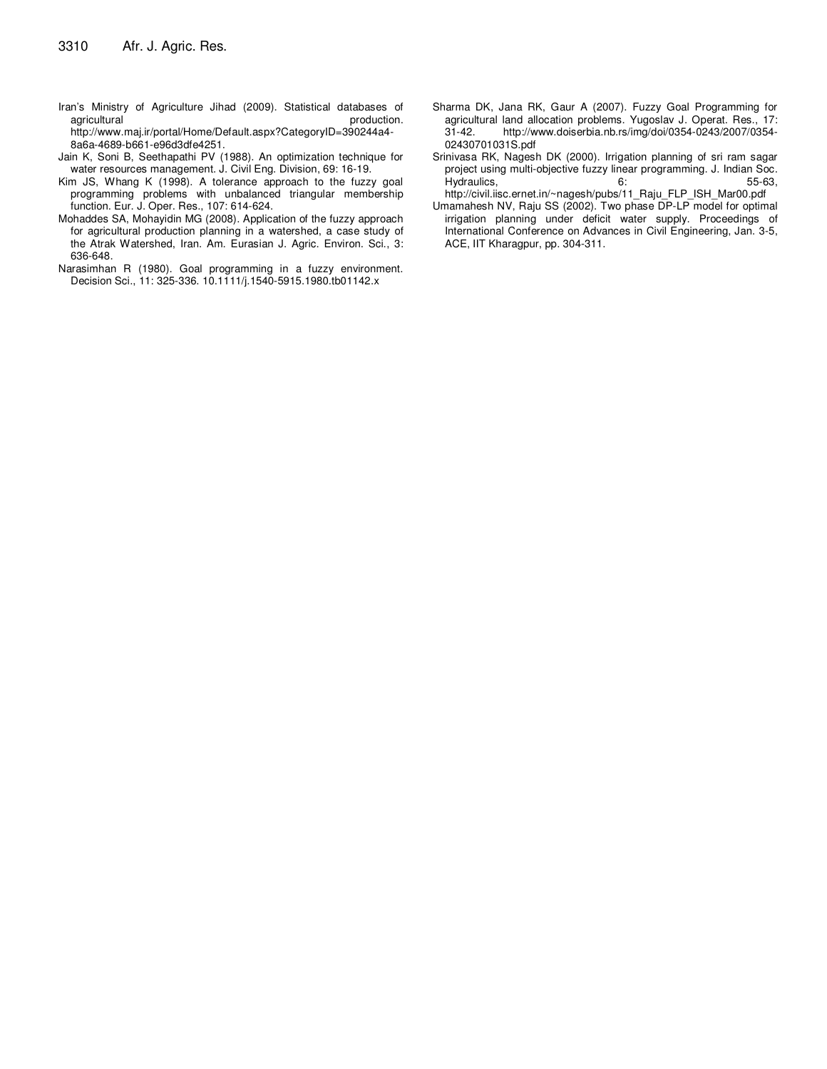Iran's Ministry of Agriculture Jihad (2009). Statistical databases of agricultural production. http://www.maj.ir/portal/Home/Default.aspx?CategoryID=390244a4-8a6a-4689-b661-e96d3dfe4251.

Jain K, Soni B, Seethapathi PV (1988). An optimization technique for water resources management. J. Civil Eng. Division, 69: 16-19.

Kim JS, Whang K (1998). A tolerance approach to the fuzzy goal programming problems with unbalanced triangular membership function. Eur. J. Oper. Res., 107: 614-624.

Mohaddes SA, Mohayidin MG (2008). Application of the fuzzy approach for agricultural production planning in a watershed, a case study of the Atrak Watershed, Iran. Am. Eurasian J. Agric. Environ. Sci., 3: 636-648.

Narasimhan R (1980). Goal programming in a fuzzy environment. Decision Sci., 11: 325-336. 10.1111/j.1540-5915.1980.tb01142.x

Sharma DK, Jana RK, Gaur A (2007). Fuzzy Goal Programming for agricultural land allocation problems. Yugoslav J. Operat. Res., 17: 31-42. http://www.doiserbia.nb.rs/img/doi/0354-0243/2007/0354-02430701031S.pdf

Srinivasa RK, Nagesh DK (2000). Irrigation planning of sri ram sagar project using multi-objective fuzzy linear programming. J. Indian Soc. Hydraulics, 6: 55-63, http://civil.iisc.ernet.in/~nagesh/pubs/11_Raju_FLP_ISH_Mar00.pdf

Umamahesh NV, Raju SS (2002). Two phase DP-LP model for optimal irrigation planning under deficit water supply. Proceedings of International Conference on Advances in Civil Engineering, Jan. 3-5, ACE, IIT Kharagpur, pp. 304-311.